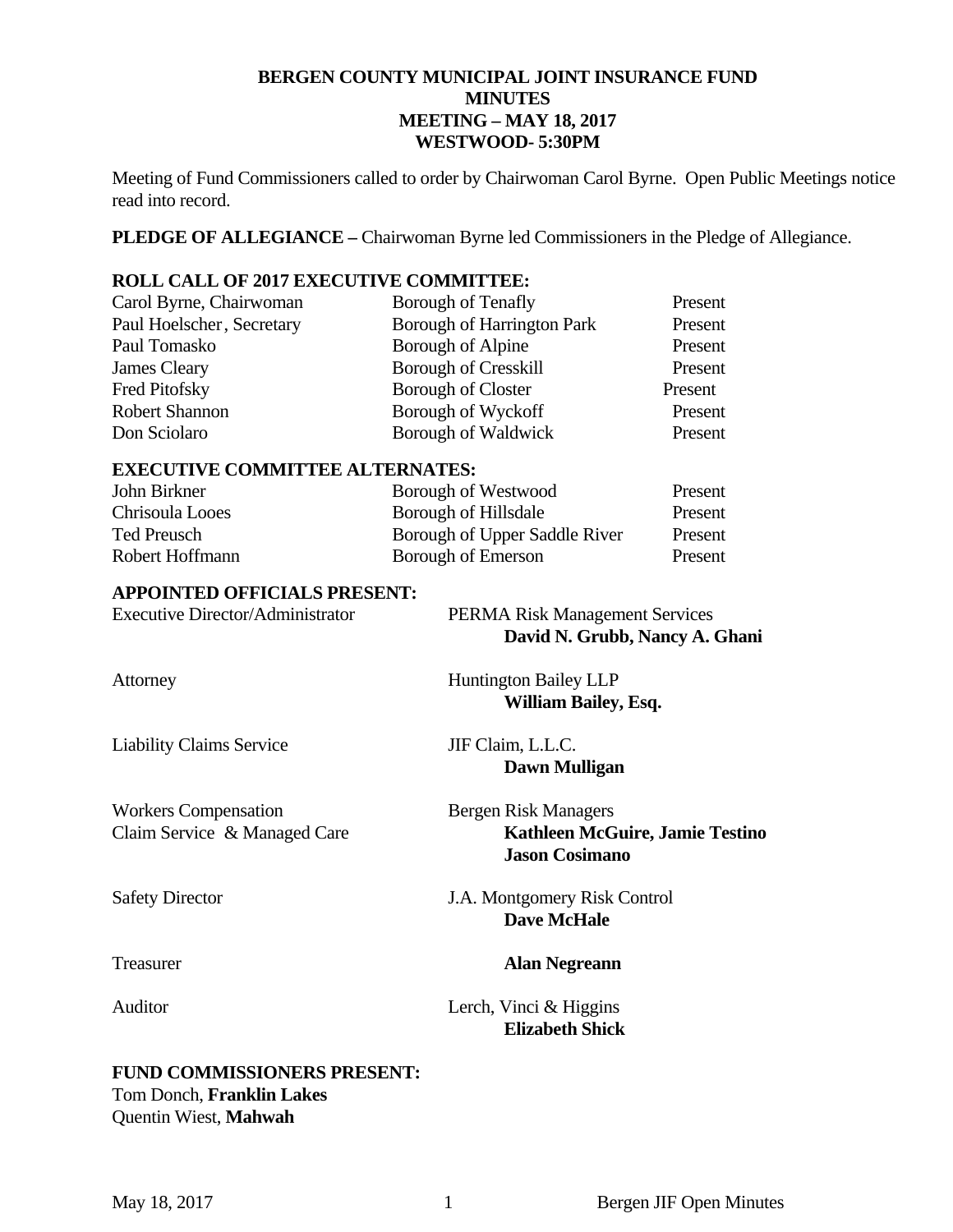# BERGEN COUNTY MUNICIPAL JOINT INSURANCE FUND
## MINUTES
## MEETING – MAY 18, 2017
## WESTWOOD- 5:30PM

Meeting of Fund Commissioners called to order by Chairwoman Carol Byrne. Open Public Meetings notice read into record.

**PLEDGE OF ALLEGIANCE –** Chairwoman Byrne led Commissioners in the Pledge of Allegiance.

**ROLL CALL OF 2017 EXECUTIVE COMMITTEE:**

| | | |
|---|---|---|
| Carol Byrne, Chairwoman | Borough of Tenafly | Present |
| Paul Hoelscher, Secretary | Borough of Harrington Park | Present |
| Paul Tomasko | Borough of Alpine | Present |
| James Cleary | Borough of Cresskill | Present |
| Fred Pitofsky | Borough of Closter | Present |
| Robert Shannon | Borough of Wyckoff | Present |
| Don Sciolaro | Borough of Waldwick | Present |

**EXECUTIVE COMMITTEE ALTERNATES:**

| | | |
|---|---|---|
| John Birkner | Borough of Westwood | Present |
| Chrisoula Looes | Borough of Hillsdale | Present |
| Ted Preusch | Borough of Upper Saddle River | Present |
| Robert Hoffmann | Borough of Emerson | Present |

**APPOINTED OFFICIALS PRESENT:**

| | |
|---|---|
| Executive Director/Administrator | PERMA Risk Management Services<br>**David N. Grubb, Nancy A. Ghani** |
| Attorney | Huntington Bailey LLP<br>**William Bailey, Esq.** |
| Liability Claims Service | JIF Claim, L.L.C.<br>**Dawn Mulligan** |
| Workers Compensation Claim Service & Managed Care | Bergen Risk Managers<br>**Kathleen McGuire, Jamie Testino**<br>**Jason Cosimano** |
| Safety Director | J.A. Montgomery Risk Control<br>**Dave McHale** |
| Treasurer | **Alan Negreann** |
| Auditor | Lerch, Vinci & Higgins<br>**Elizabeth Shick** |

**FUND COMMISSIONERS PRESENT:**

Tom Donch, **Franklin Lakes**
Quentin Wiest, **Mahwah**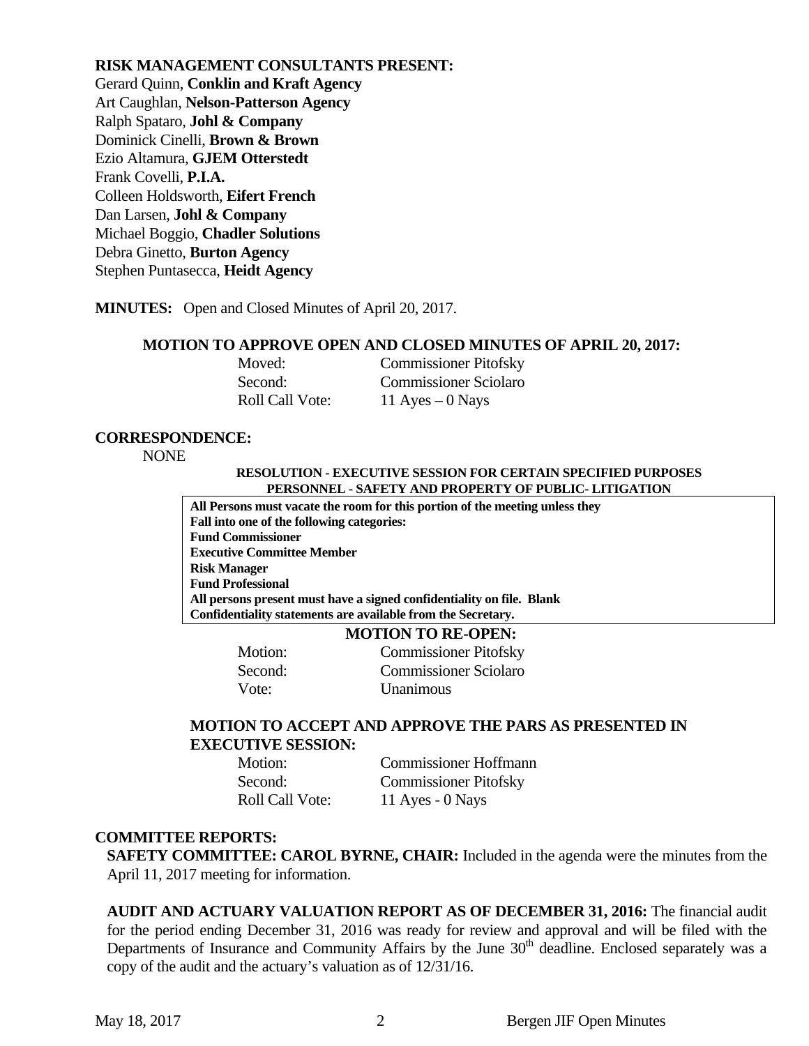**RISK MANAGEMENT CONSULTANTS PRESENT:**

Gerard Quinn, **Conklin and Kraft Agency**
Art Caughlan, **Nelson-Patterson Agency**
Ralph Spataro, **Johl & Company**
Dominick Cinelli, **Brown & Brown**
Ezio Altamura, **GJEM Otterstedt**
Frank Covelli, **P.I.A.**
Colleen Holdsworth, **Eifert French**
Dan Larsen, **Johl & Company**
Michael Boggio, **Chadler Solutions**
Debra Ginetto, **Burton Agency**
Stephen Puntasecca, **Heidt Agency**

**MINUTES:** Open and Closed Minutes of April 20, 2017.

**MOTION TO APPROVE OPEN AND CLOSED MINUTES OF APRIL 20, 2017:**

| | |
|---|---|
| Moved: | Commissioner Pitofsky |
| Second: | Commissioner Sciolaro |
| Roll Call Vote: | 11 Ayes – 0 Nays |

**CORRESPONDENCE:**

NONE

**RESOLUTION - EXECUTIVE SESSION FOR CERTAIN SPECIFIED PURPOSES PERSONNEL - SAFETY AND PROPERTY OF PUBLIC- LITIGATION**

**All Persons must vacate the room for this portion of the meeting unless they Fall into one of the following categories:**
**Fund Commissioner**
**Executive Committee Member**
**Risk Manager**
**Fund Professional**
**All persons present must have a signed confidentiality on file. Blank Confidentiality statements are available from the Secretary.**

**MOTION TO RE-OPEN:**

| | |
|---|---|
| Motion: | Commissioner Pitofsky |
| Second: | Commissioner Sciolaro |
| Vote: | Unanimous |

**MOTION TO ACCEPT AND APPROVE THE PARS AS PRESENTED IN EXECUTIVE SESSION:**

| | |
|---|---|
| Motion: | Commissioner Hoffmann |
| Second: | Commissioner Pitofsky |
| Roll Call Vote: | 11 Ayes - 0 Nays |

**COMMITTEE REPORTS:**

**SAFETY COMMITTEE: CAROL BYRNE, CHAIR:** Included in the agenda were the minutes from the April 11, 2017 meeting for information.

**AUDIT AND ACTUARY VALUATION REPORT AS OF DECEMBER 31, 2016:** The financial audit for the period ending December 31, 2016 was ready for review and approval and will be filed with the Departments of Insurance and Community Affairs by the June 30th deadline. Enclosed separately was a copy of the audit and the actuary's valuation as of 12/31/16.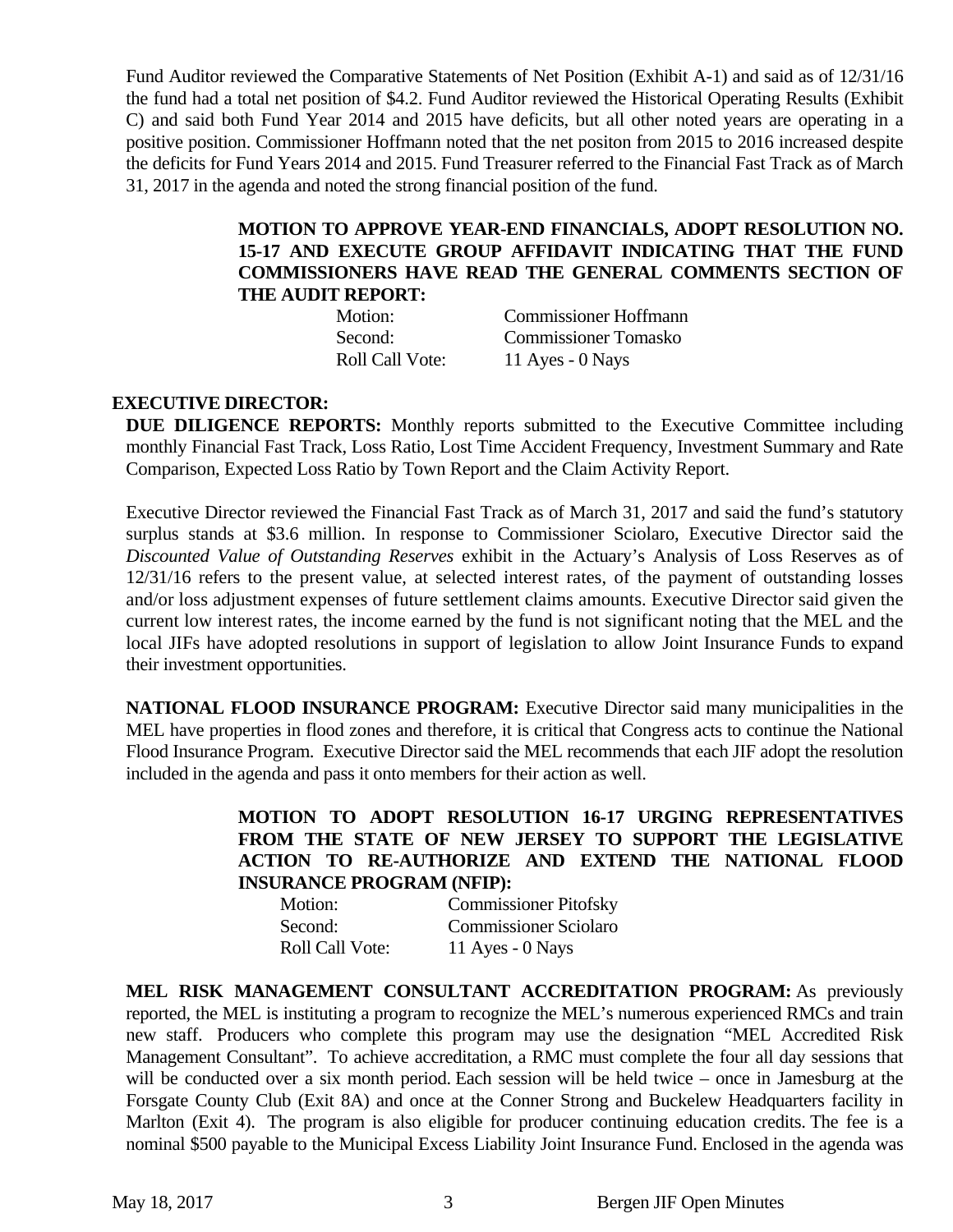Fund Auditor reviewed the Comparative Statements of Net Position (Exhibit A-1) and said as of 12/31/16 the fund had a total net position of $4.2. Fund Auditor reviewed the Historical Operating Results (Exhibit C) and said both Fund Year 2014 and 2015 have deficits, but all other noted years are operating in a positive position. Commissioner Hoffmann noted that the net positon from 2015 to 2016 increased despite the deficits for Fund Years 2014 and 2015. Fund Treasurer referred to the Financial Fast Track as of March 31, 2017 in the agenda and noted the strong financial position of the fund.

**MOTION TO APPROVE YEAR-END FINANCIALS, ADOPT RESOLUTION NO. 15-17 AND EXECUTE GROUP AFFIDAVIT INDICATING THAT THE FUND COMMISSIONERS HAVE READ THE GENERAL COMMENTS SECTION OF THE AUDIT REPORT:**

| | |
|---|---|
| Motion: | Commissioner Hoffmann |
| Second: | Commissioner Tomasko |
| Roll Call Vote: | 11 Ayes - 0 Nays |

**EXECUTIVE DIRECTOR:**

**DUE DILIGENCE REPORTS:** Monthly reports submitted to the Executive Committee including monthly Financial Fast Track, Loss Ratio, Lost Time Accident Frequency, Investment Summary and Rate Comparison, Expected Loss Ratio by Town Report and the Claim Activity Report.

Executive Director reviewed the Financial Fast Track as of March 31, 2017 and said the fund's statutory surplus stands at $3.6 million. In response to Commissioner Sciolaro, Executive Director said the *Discounted Value of Outstanding Reserves* exhibit in the Actuary's Analysis of Loss Reserves as of 12/31/16 refers to the present value, at selected interest rates, of the payment of outstanding losses and/or loss adjustment expenses of future settlement claims amounts. Executive Director said given the current low interest rates, the income earned by the fund is not significant noting that the MEL and the local JIFs have adopted resolutions in support of legislation to allow Joint Insurance Funds to expand their investment opportunities.

**NATIONAL FLOOD INSURANCE PROGRAM:** Executive Director said many municipalities in the MEL have properties in flood zones and therefore, it is critical that Congress acts to continue the National Flood Insurance Program. Executive Director said the MEL recommends that each JIF adopt the resolution included in the agenda and pass it onto members for their action as well.

**MOTION TO ADOPT RESOLUTION 16-17 URGING REPRESENTATIVES FROM THE STATE OF NEW JERSEY TO SUPPORT THE LEGISLATIVE ACTION TO RE-AUTHORIZE AND EXTEND THE NATIONAL FLOOD INSURANCE PROGRAM (NFIP):**

| | |
|---|---|
| Motion: | Commissioner Pitofsky |
| Second: | Commissioner Sciolaro |
| Roll Call Vote: | 11 Ayes - 0 Nays |

**MEL RISK MANAGEMENT CONSULTANT ACCREDITATION PROGRAM:** As previously reported, the MEL is instituting a program to recognize the MEL's numerous experienced RMCs and train new staff. Producers who complete this program may use the designation "MEL Accredited Risk Management Consultant". To achieve accreditation, a RMC must complete the four all day sessions that will be conducted over a six month period. Each session will be held twice – once in Jamesburg at the Forsgate County Club (Exit 8A) and once at the Conner Strong and Buckelew Headquarters facility in Marlton (Exit 4). The program is also eligible for producer continuing education credits. The fee is a nominal $500 payable to the Municipal Excess Liability Joint Insurance Fund. Enclosed in the agenda was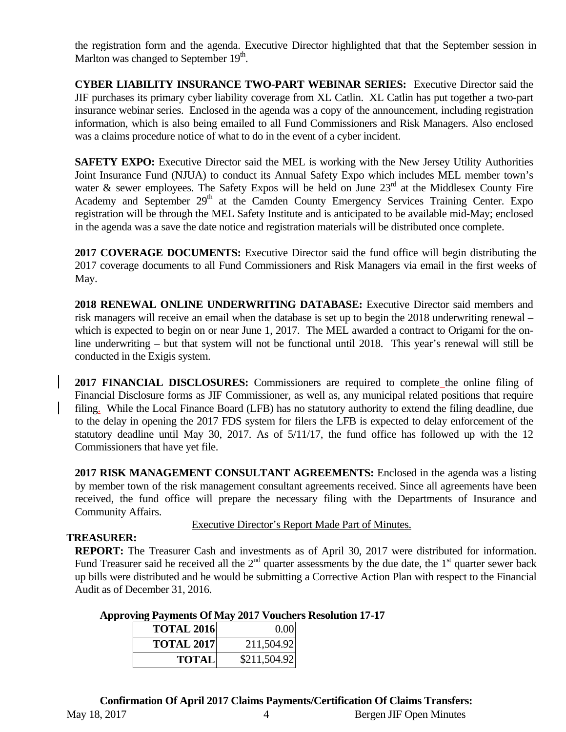the registration form and the agenda. Executive Director highlighted that that the September session in Marlton was changed to September 19th.

**CYBER LIABILITY INSURANCE TWO-PART WEBINAR SERIES:** Executive Director said the JIF purchases its primary cyber liability coverage from XL Catlin. XL Catlin has put together a two-part insurance webinar series. Enclosed in the agenda was a copy of the announcement, including registration information, which is also being emailed to all Fund Commissioners and Risk Managers. Also enclosed was a claims procedure notice of what to do in the event of a cyber incident.

**SAFETY EXPO:** Executive Director said the MEL is working with the New Jersey Utility Authorities Joint Insurance Fund (NJUA) to conduct its Annual Safety Expo which includes MEL member town's water & sewer employees. The Safety Expos will be held on June 23rd at the Middlesex County Fire Academy and September 29th at the Camden County Emergency Services Training Center. Expo registration will be through the MEL Safety Institute and is anticipated to be available mid-May; enclosed in the agenda was a save the date notice and registration materials will be distributed once complete.

**2017 COVERAGE DOCUMENTS:** Executive Director said the fund office will begin distributing the 2017 coverage documents to all Fund Commissioners and Risk Managers via email in the first weeks of May.

**2018 RENEWAL ONLINE UNDERWRITING DATABASE:** Executive Director said members and risk managers will receive an email when the database is set up to begin the 2018 underwriting renewal – which is expected to begin on or near June 1, 2017. The MEL awarded a contract to Origami for the on-line underwriting – but that system will not be functional until 2018. This year's renewal will still be conducted in the Exigis system.

**2017 FINANCIAL DISCLOSURES:** Commissioners are required to complete the online filing of Financial Disclosure forms as JIF Commissioner, as well as, any municipal related positions that require filing. While the Local Finance Board (LFB) has no statutory authority to extend the filing deadline, due to the delay in opening the 2017 FDS system for filers the LFB is expected to delay enforcement of the statutory deadline until May 30, 2017. As of 5/11/17, the fund office has followed up with the 12 Commissioners that have yet file.

**2017 RISK MANAGEMENT CONSULTANT AGREEMENTS:** Enclosed in the agenda was a listing by member town of the risk management consultant agreements received. Since all agreements have been received, the fund office will prepare the necessary filing with the Departments of Insurance and Community Affairs.

Executive Director's Report Made Part of Minutes.

**TREASURER:**

**REPORT:** The Treasurer Cash and investments as of April 30, 2017 were distributed for information. Fund Treasurer said he received all the 2nd quarter assessments by the due date, the 1st quarter sewer back up bills were distributed and he would be submitting a Corrective Action Plan with respect to the Financial Audit as of December 31, 2016.

**Approving Payments Of May 2017 Vouchers Resolution 17-17**

| | |
|---|---|
| **TOTAL 2016** | 0.00 |
| **TOTAL 2017** | 211,504.92 |
| **TOTAL** | $211,504.92 |

**Confirmation Of April 2017 Claims Payments/Certification Of Claims Transfers:**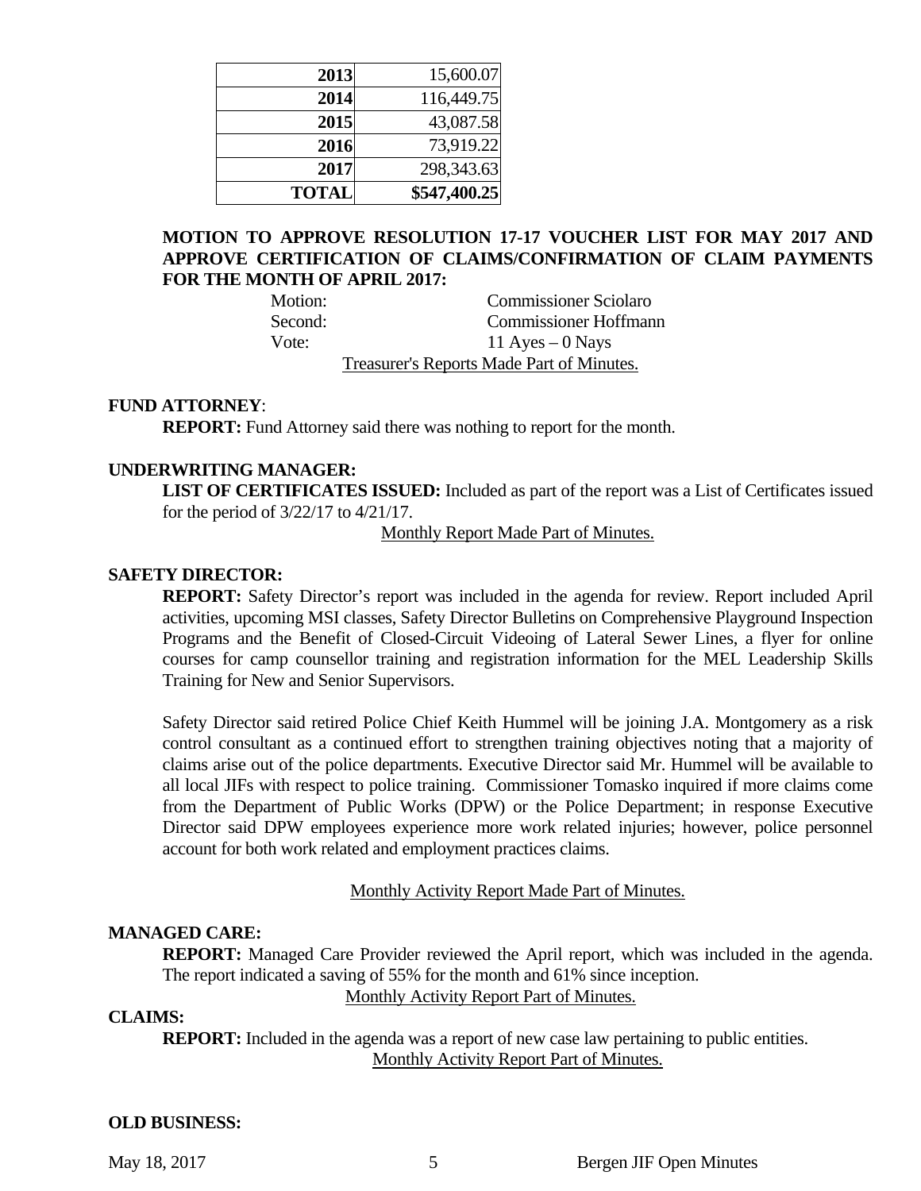| 2013 | 15,600.07 |
|---|---|
| 2014 | 116,449.75 |
| 2015 | 43,087.58 |
| 2016 | 73,919.22 |
| 2017 | 298,343.63 |
| **TOTAL** | **$547,400.25** |

**MOTION TO APPROVE RESOLUTION 17-17 VOUCHER LIST FOR MAY 2017 AND APPROVE CERTIFICATION OF CLAIMS/CONFIRMATION OF CLAIM PAYMENTS FOR THE MONTH OF APRIL 2017:**

Motion: Commissioner Sciolaro
Second: Commissioner Hoffmann
Vote: 11 Ayes – 0 Nays

Treasurer's Reports Made Part of Minutes.

**FUND ATTORNEY**:

**REPORT:** Fund Attorney said there was nothing to report for the month.

**UNDERWRITING MANAGER:**

**LIST OF CERTIFICATES ISSUED:** Included as part of the report was a List of Certificates issued for the period of 3/22/17 to 4/21/17.

Monthly Report Made Part of Minutes.

**SAFETY DIRECTOR:**

**REPORT:** Safety Director's report was included in the agenda for review. Report included April activities, upcoming MSI classes, Safety Director Bulletins on Comprehensive Playground Inspection Programs and the Benefit of Closed-Circuit Videoing of Lateral Sewer Lines, a flyer for online courses for camp counsellor training and registration information for the MEL Leadership Skills Training for New and Senior Supervisors.

Safety Director said retired Police Chief Keith Hummel will be joining J.A. Montgomery as a risk control consultant as a continued effort to strengthen training objectives noting that a majority of claims arise out of the police departments. Executive Director said Mr. Hummel will be available to all local JIFs with respect to police training. Commissioner Tomasko inquired if more claims come from the Department of Public Works (DPW) or the Police Department; in response Executive Director said DPW employees experience more work related injuries; however, police personnel account for both work related and employment practices claims.

Monthly Activity Report Made Part of Minutes.

**MANAGED CARE:**

**REPORT:** Managed Care Provider reviewed the April report, which was included in the agenda. The report indicated a saving of 55% for the month and 61% since inception.

Monthly Activity Report Part of Minutes.

**CLAIMS:**

**REPORT:** Included in the agenda was a report of new case law pertaining to public entities.

Monthly Activity Report Part of Minutes.

**OLD BUSINESS:**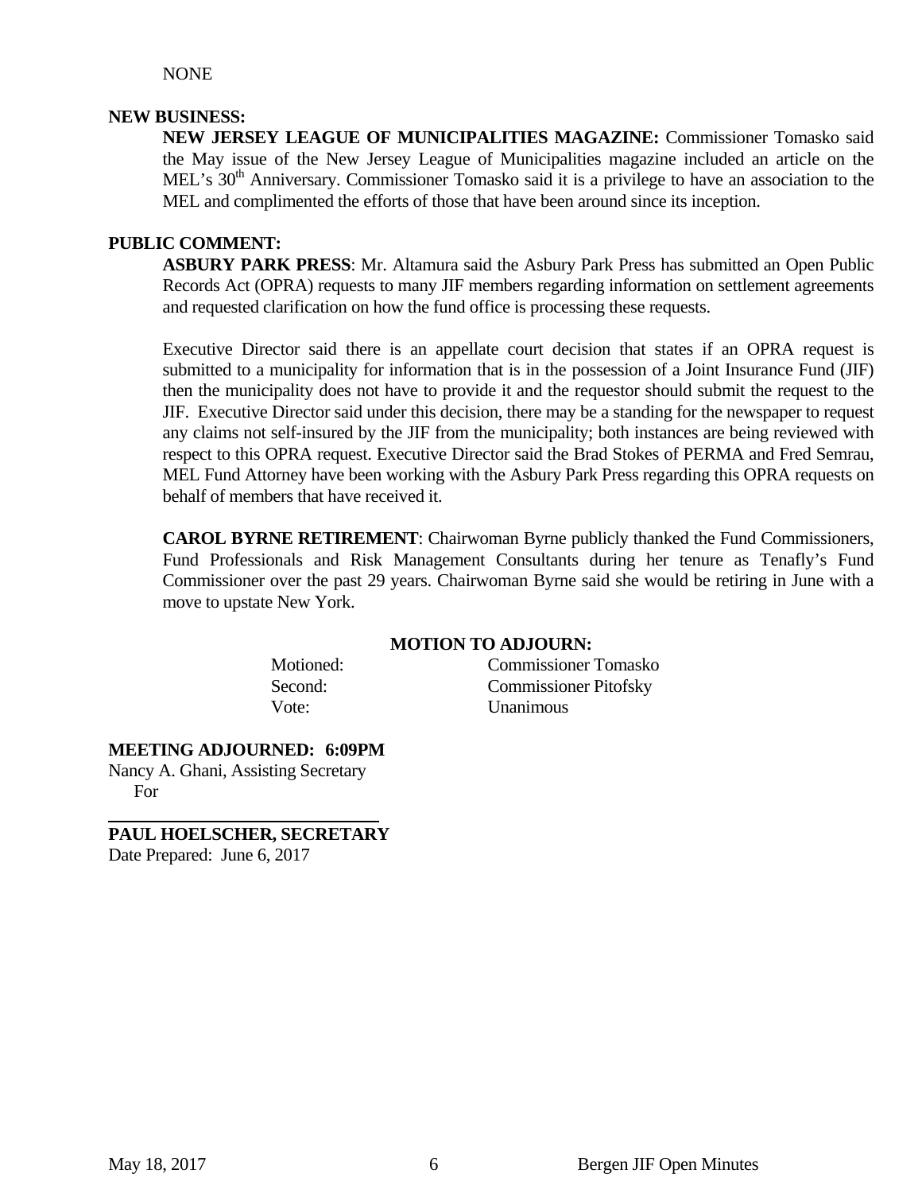NONE

**NEW BUSINESS:**

**NEW JERSEY LEAGUE OF MUNICIPALITIES MAGAZINE:** Commissioner Tomasko said the May issue of the New Jersey League of Municipalities magazine included an article on the MEL's 30th Anniversary. Commissioner Tomasko said it is a privilege to have an association to the MEL and complimented the efforts of those that have been around since its inception.

**PUBLIC COMMENT:**

**ASBURY PARK PRESS**: Mr. Altamura said the Asbury Park Press has submitted an Open Public Records Act (OPRA) requests to many JIF members regarding information on settlement agreements and requested clarification on how the fund office is processing these requests.

Executive Director said there is an appellate court decision that states if an OPRA request is submitted to a municipality for information that is in the possession of a Joint Insurance Fund (JIF) then the municipality does not have to provide it and the requestor should submit the request to the JIF. Executive Director said under this decision, there may be a standing for the newspaper to request any claims not self-insured by the JIF from the municipality; both instances are being reviewed with respect to this OPRA request. Executive Director said the Brad Stokes of PERMA and Fred Semrau, MEL Fund Attorney have been working with the Asbury Park Press regarding this OPRA requests on behalf of members that have received it.

**CAROL BYRNE RETIREMENT**: Chairwoman Byrne publicly thanked the Fund Commissioners, Fund Professionals and Risk Management Consultants during her tenure as Tenafly's Fund Commissioner over the past 29 years. Chairwoman Byrne said she would be retiring in June with a move to upstate New York.

**MOTION TO ADJOURN:**

Motioned: Commissioner Tomasko
Second: Commissioner Pitofsky
Vote: Unanimous

**MEETING ADJOURNED: 6:09PM**

Nancy A. Ghani, Assisting Secretary
For

**PAUL HOELSCHER, SECRETARY**

Date Prepared: June 6, 2017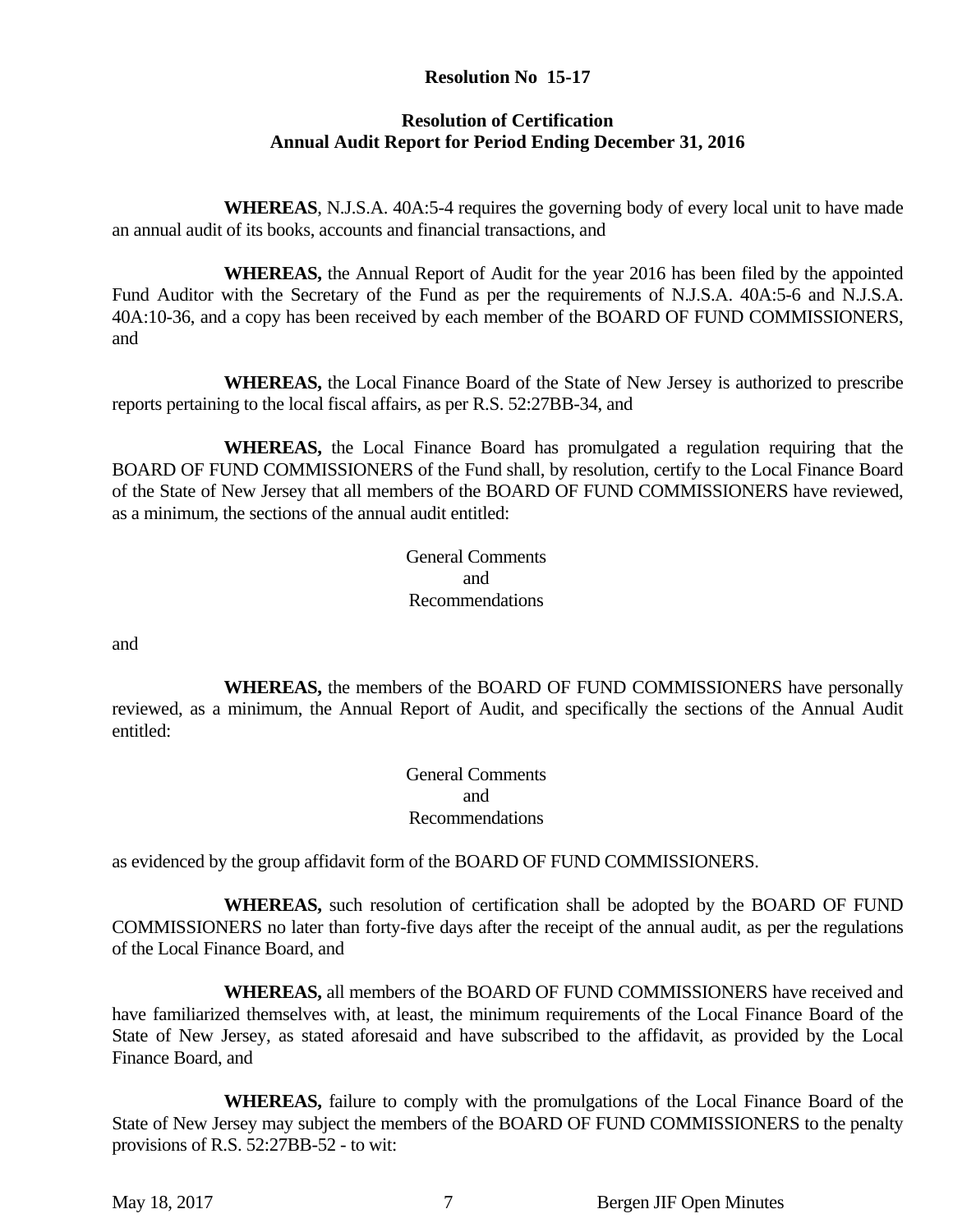**Resolution No 15-17**

**Resolution of Certification**
**Annual Audit Report for Period Ending December 31, 2016**

**WHEREAS**, N.J.S.A. 40A:5-4 requires the governing body of every local unit to have made an annual audit of its books, accounts and financial transactions, and

**WHEREAS,** the Annual Report of Audit for the year 2016 has been filed by the appointed Fund Auditor with the Secretary of the Fund as per the requirements of N.J.S.A. 40A:5-6 and N.J.S.A. 40A:10-36, and a copy has been received by each member of the BOARD OF FUND COMMISSIONERS, and

**WHEREAS,** the Local Finance Board of the State of New Jersey is authorized to prescribe reports pertaining to the local fiscal affairs, as per R.S. 52:27BB-34, and

**WHEREAS,** the Local Finance Board has promulgated a regulation requiring that the BOARD OF FUND COMMISSIONERS of the Fund shall, by resolution, certify to the Local Finance Board of the State of New Jersey that all members of the BOARD OF FUND COMMISSIONERS have reviewed, as a minimum, the sections of the annual audit entitled:

General Comments
and
Recommendations

and

**WHEREAS,** the members of the BOARD OF FUND COMMISSIONERS have personally reviewed, as a minimum, the Annual Report of Audit, and specifically the sections of the Annual Audit entitled:

General Comments
and
Recommendations

as evidenced by the group affidavit form of the BOARD OF FUND COMMISSIONERS.

**WHEREAS,** such resolution of certification shall be adopted by the BOARD OF FUND COMMISSIONERS no later than forty-five days after the receipt of the annual audit, as per the regulations of the Local Finance Board, and

**WHEREAS,** all members of the BOARD OF FUND COMMISSIONERS have received and have familiarized themselves with, at least, the minimum requirements of the Local Finance Board of the State of New Jersey, as stated aforesaid and have subscribed to the affidavit, as provided by the Local Finance Board, and

**WHEREAS,** failure to comply with the promulgations of the Local Finance Board of the State of New Jersey may subject the members of the BOARD OF FUND COMMISSIONERS to the penalty provisions of R.S. 52:27BB-52 - to wit: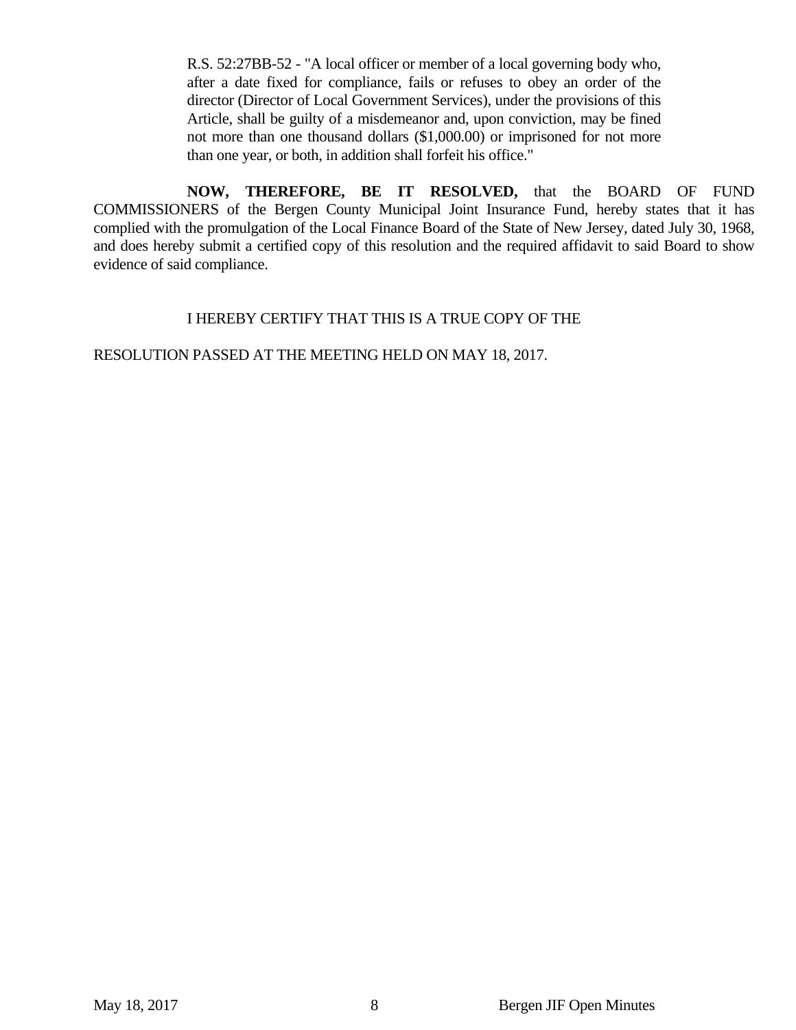> R.S. 52:27BB-52 - "A local officer or member of a local governing body who, after a date fixed for compliance, fails or refuses to obey an order of the director (Director of Local Government Services), under the provisions of this Article, shall be guilty of a misdemeanor and, upon conviction, may be fined not more than one thousand dollars ($1,000.00) or imprisoned for not more than one year, or both, in addition shall forfeit his office."

**NOW, THEREFORE, BE IT RESOLVED,** that the BOARD OF FUND COMMISSIONERS of the Bergen County Municipal Joint Insurance Fund, hereby states that it has complied with the promulgation of the Local Finance Board of the State of New Jersey, dated July 30, 1968, and does hereby submit a certified copy of this resolution and the required affidavit to said Board to show evidence of said compliance.

I HEREBY CERTIFY THAT THIS IS A TRUE COPY OF THE

RESOLUTION PASSED AT THE MEETING HELD ON MAY 18, 2017.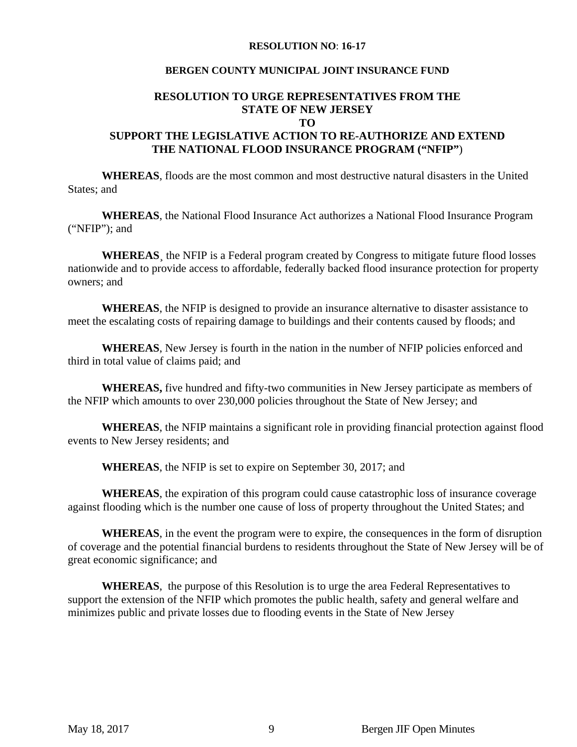**RESOLUTION NO**: **16-17**

**BERGEN COUNTY MUNICIPAL JOINT INSURANCE FUND**

**RESOLUTION TO URGE REPRESENTATIVES FROM THE STATE OF NEW JERSEY TO SUPPORT THE LEGISLATIVE ACTION TO RE-AUTHORIZE AND EXTEND THE NATIONAL FLOOD INSURANCE PROGRAM ("NFIP"**)

**WHEREAS**, floods are the most common and most destructive natural disasters in the United States; and

**WHEREAS**, the National Flood Insurance Act authorizes a National Flood Insurance Program ("NFIP"); and

**WHEREAS**¸ the NFIP is a Federal program created by Congress to mitigate future flood losses nationwide and to provide access to affordable, federally backed flood insurance protection for property owners; and

**WHEREAS**, the NFIP is designed to provide an insurance alternative to disaster assistance to meet the escalating costs of repairing damage to buildings and their contents caused by floods; and

**WHEREAS**, New Jersey is fourth in the nation in the number of NFIP policies enforced and third in total value of claims paid; and

**WHEREAS,** five hundred and fifty-two communities in New Jersey participate as members of the NFIP which amounts to over 230,000 policies throughout the State of New Jersey; and

**WHEREAS**, the NFIP maintains a significant role in providing financial protection against flood events to New Jersey residents; and

**WHEREAS**, the NFIP is set to expire on September 30, 2017; and

**WHEREAS**, the expiration of this program could cause catastrophic loss of insurance coverage against flooding which is the number one cause of loss of property throughout the United States; and

**WHEREAS**, in the event the program were to expire, the consequences in the form of disruption of coverage and the potential financial burdens to residents throughout the State of New Jersey will be of great economic significance; and

**WHEREAS**, the purpose of this Resolution is to urge the area Federal Representatives to support the extension of the NFIP which promotes the public health, safety and general welfare and minimizes public and private losses due to flooding events in the State of New Jersey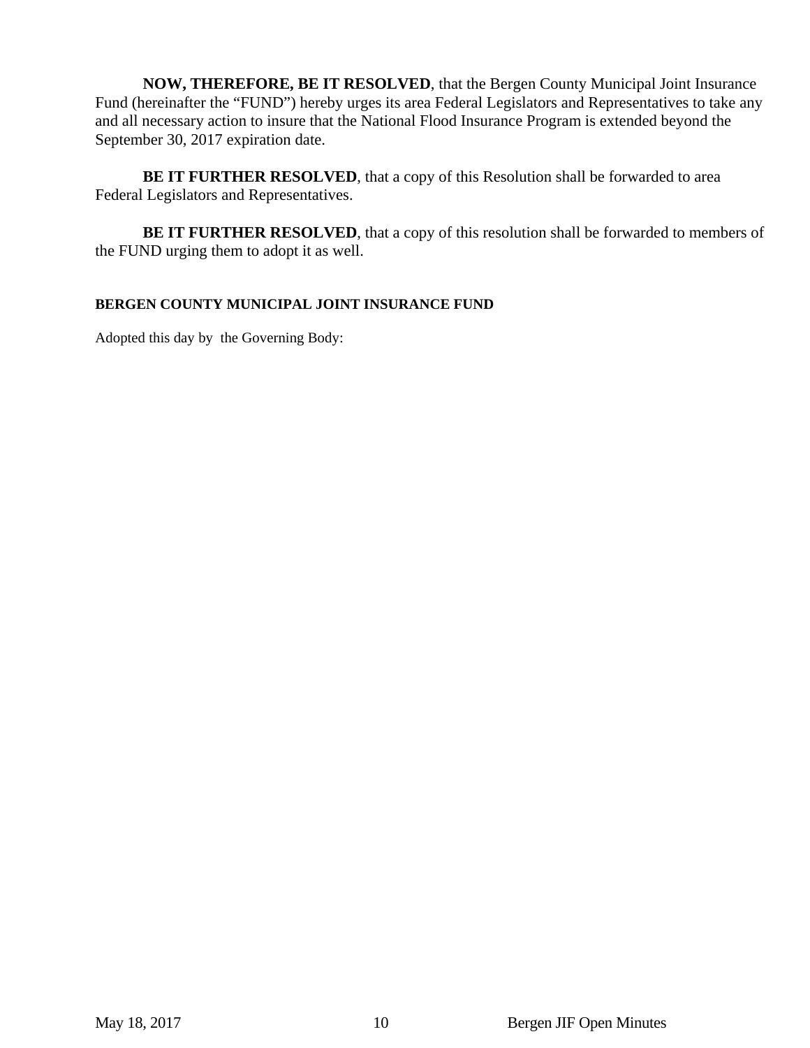**NOW, THEREFORE, BE IT RESOLVED**, that the Bergen County Municipal Joint Insurance Fund (hereinafter the "FUND") hereby urges its area Federal Legislators and Representatives to take any and all necessary action to insure that the National Flood Insurance Program is extended beyond the September 30, 2017 expiration date.

**BE IT FURTHER RESOLVED**, that a copy of this Resolution shall be forwarded to area Federal Legislators and Representatives.

**BE IT FURTHER RESOLVED**, that a copy of this resolution shall be forwarded to members of the FUND urging them to adopt it as well.

**BERGEN COUNTY MUNICIPAL JOINT INSURANCE FUND**

Adopted this day by the Governing Body: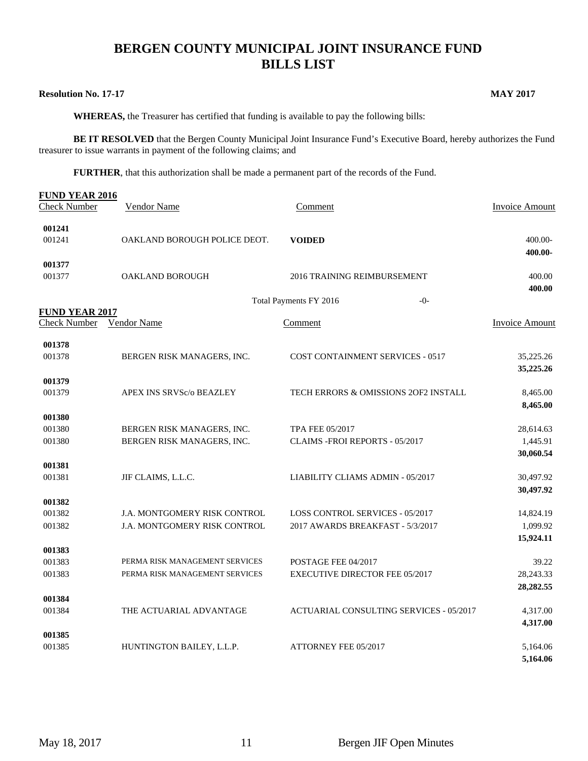# BERGEN COUNTY MUNICIPAL JOINT INSURANCE FUND
# BILLS LIST

**Resolution No. 17-17** **MAY 2017**

**WHEREAS,** the Treasurer has certified that funding is available to pay the following bills:

**BE IT RESOLVED** that the Bergen County Municipal Joint Insurance Fund's Executive Board, hereby authorizes the Fund treasurer to issue warrants in payment of the following claims; and

**FURTHER**, that this authorization shall be made a permanent part of the records of the Fund.

**FUND YEAR 2016**

| Check Number | Vendor Name | Comment | Invoice Amount |
|---|---|---|---|
| **001241** | | | |
| 001241 | OAKLAND BOROUGH POLICE DEOT. | **VOIDED** | 400.00- |
| | | | **400.00-** |
| **001377** | | | |
| 001377 | OAKLAND BOROUGH | 2016 TRAINING REIMBURSEMENT | 400.00 |
| | | | **400.00** |
| | | Total Payments FY 2016 -0- | |

**FUND YEAR 2017**

| Check Number | Vendor Name | Comment | Invoice Amount |
|---|---|---|---|
| **001378** | | | |
| 001378 | BERGEN RISK MANAGERS, INC. | COST CONTAINMENT SERVICES - 0517 | 35,225.26 |
| | | | **35,225.26** |
| **001379** | | | |
| 001379 | APEX INS SRVSc/o BEAZLEY | TECH ERRORS & OMISSIONS 2OF2 INSTALL | 8,465.00 |
| | | | **8,465.00** |
| **001380** | | | |
| 001380 | BERGEN RISK MANAGERS, INC. | TPA FEE 05/2017 | 28,614.63 |
| 001380 | BERGEN RISK MANAGERS, INC. | CLAIMS -FROI REPORTS - 05/2017 | 1,445.91 |
| | | | **30,060.54** |
| **001381** | | | |
| 001381 | JIF CLAIMS, L.L.C. | LIABILITY CLIAMS ADMIN - 05/2017 | 30,497.92 |
| | | | **30,497.92** |
| **001382** | | | |
| 001382 | J.A. MONTGOMERY RISK CONTROL | LOSS CONTROL SERVICES - 05/2017 | 14,824.19 |
| 001382 | J.A. MONTGOMERY RISK CONTROL | 2017 AWARDS BREAKFAST - 5/3/2017 | 1,099.92 |
| | | | **15,924.11** |
| **001383** | | | |
| 001383 | PERMA RISK MANAGEMENT SERVICES | POSTAGE FEE 04/2017 | 39.22 |
| 001383 | PERMA RISK MANAGEMENT SERVICES | EXECUTIVE DIRECTOR FEE 05/2017 | 28,243.33 |
| | | | **28,282.55** |
| **001384** | | | |
| 001384 | THE ACTUARIAL ADVANTAGE | ACTUARIAL CONSULTING SERVICES - 05/2017 | 4,317.00 |
| | | | **4,317.00** |
| **001385** | | | |
| 001385 | HUNTINGTON BAILEY, L.L.P. | ATTORNEY FEE 05/2017 | 5,164.06 |
| | | | **5,164.06** |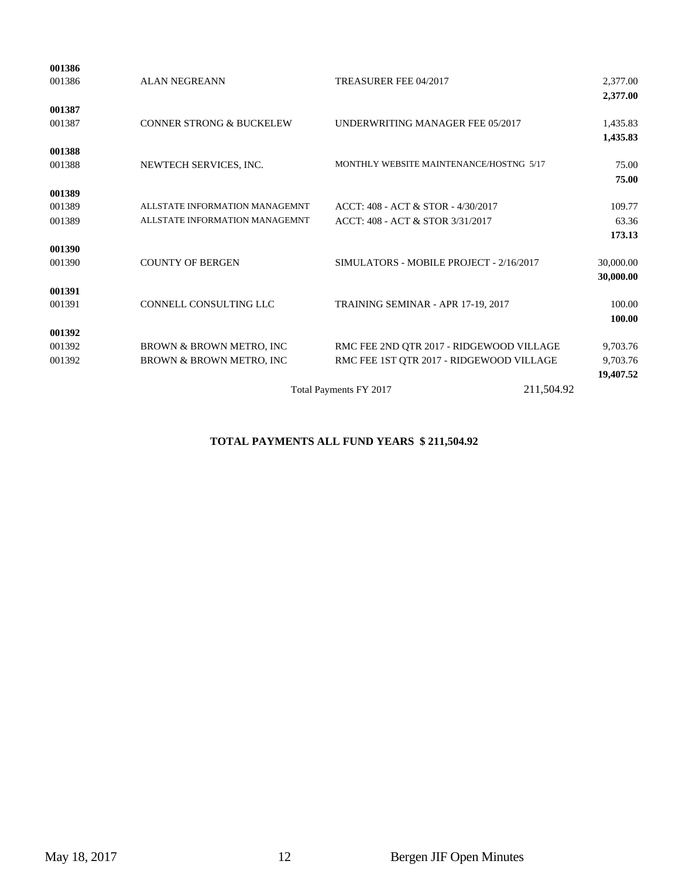| | | | |
|---|---|---|---|
| **001386** | | | |
| 001386 | ALAN NEGREANN | TREASURER FEE 04/2017 | 2,377.00 |
| | | | **2,377.00** |
| **001387** | | | |
| 001387 | CONNER STRONG & BUCKELEW | UNDERWRITING MANAGER FEE 05/2017 | 1,435.83 |
| | | | **1,435.83** |
| **001388** | | | |
| 001388 | NEWTECH SERVICES, INC. | MONTHLY WEBSITE MAINTENANCE/HOSTNG 5/17 | 75.00 |
| | | | **75.00** |
| **001389** | | | |
| 001389 | ALLSTATE INFORMATION MANAGEMNT | ACCT: 408 - ACT & STOR - 4/30/2017 | 109.77 |
| 001389 | ALLSTATE INFORMATION MANAGEMNT | ACCT: 408 - ACT & STOR 3/31/2017 | 63.36 |
| | | | **173.13** |
| **001390** | | | |
| 001390 | COUNTY OF BERGEN | SIMULATORS - MOBILE PROJECT - 2/16/2017 | 30,000.00 |
| | | | **30,000.00** |
| **001391** | | | |
| 001391 | CONNELL CONSULTING LLC | TRAINING SEMINAR - APR 17-19, 2017 | 100.00 |
| | | | **100.00** |
| **001392** | | | |
| 001392 | BROWN & BROWN METRO, INC | RMC FEE 2ND QTR 2017 - RIDGEWOOD VILLAGE | 9,703.76 |
| 001392 | BROWN & BROWN METRO, INC | RMC FEE 1ST QTR 2017 - RIDGEWOOD VILLAGE | 9,703.76 |
| | | | **19,407.52** |
| | | Total Payments FY 2017 211,504.92 | |

**TOTAL PAYMENTS ALL FUND YEARS $ 211,504.92**